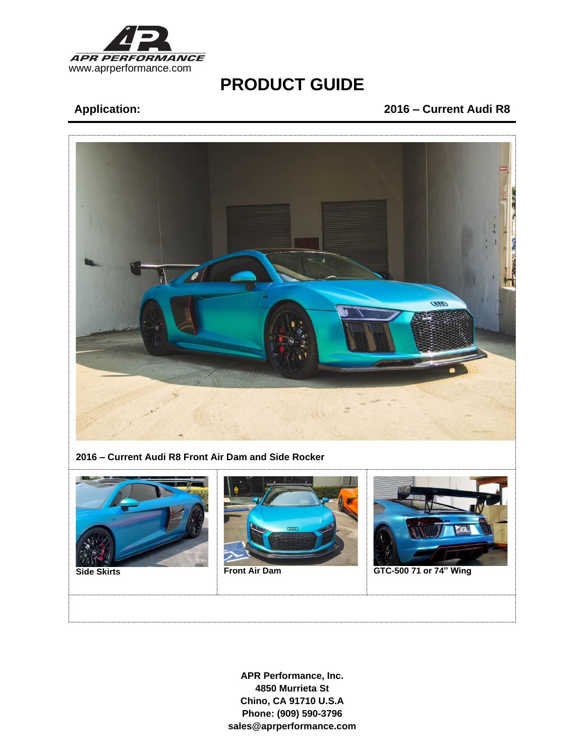APR PERFORMANCE
www.aprperformance.com

# PRODUCT GUIDE

**Application:** **2016 – Current Audi R8**

**2016 – Current Audi R8 Front Air Dam and Side Rocker**

| Side Skirts | Front Air Dam | GTC-500 71 or 74" Wing |
| --- | --- | --- |

**APR Performance, Inc.**
**4850 Murrieta St**
**Chino, CA 91710 U.S.A**
**Phone: (909) 590-3796**
**sales@aprperformance.com**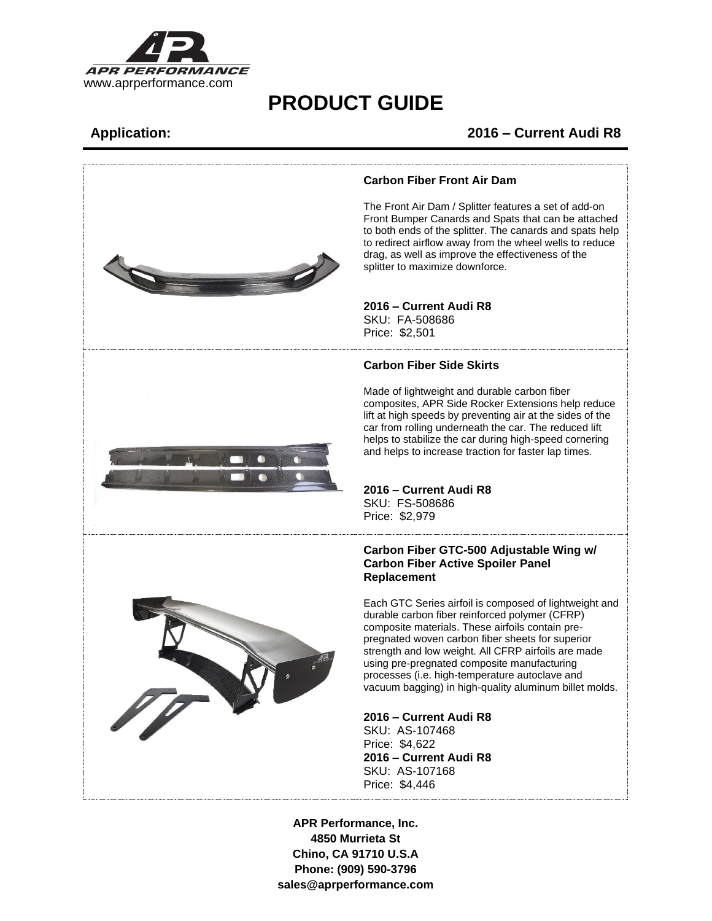www.aprperformance.com

# PRODUCT GUIDE

**Application:** **2016 – Current Audi R8**

### Carbon Fiber Front Air Dam

The Front Air Dam / Splitter features a set of add-on Front Bumper Canards and Spats that can be attached to both ends of the splitter. The canards and spats help to redirect airflow away from the wheel wells to reduce drag, as well as improve the effectiveness of the splitter to maximize downforce.

**2016 – Current Audi R8**
SKU: FA-508686
Price: $2,501

### Carbon Fiber Side Skirts

Made of lightweight and durable carbon fiber composites, APR Side Rocker Extensions help reduce lift at high speeds by preventing air at the sides of the car from rolling underneath the car. The reduced lift helps to stabilize the car during high-speed cornering and helps to increase traction for faster lap times.

**2016 – Current Audi R8**
SKU: FS-508686
Price: $2,979

### Carbon Fiber GTC-500 Adjustable Wing w/ Carbon Fiber Active Spoiler Panel Replacement

Each GTC Series airfoil is composed of lightweight and durable carbon fiber reinforced polymer (CFRP) composite materials. These airfoils contain pre-pregnated woven carbon fiber sheets for superior strength and low weight. All CFRP airfoils are made using pre-pregnated composite manufacturing processes (i.e. high-temperature autoclave and vacuum bagging) in high-quality aluminum billet molds.

**2016 – Current Audi R8**
SKU: AS-107468
Price: $4,622
**2016 – Current Audi R8**
SKU: AS-107168
Price: $4,446

**APR Performance, Inc.**
**4850 Murrieta St**
**Chino, CA 91710 U.S.A**
**Phone: (909) 590-3796**
**sales@aprperformance.com**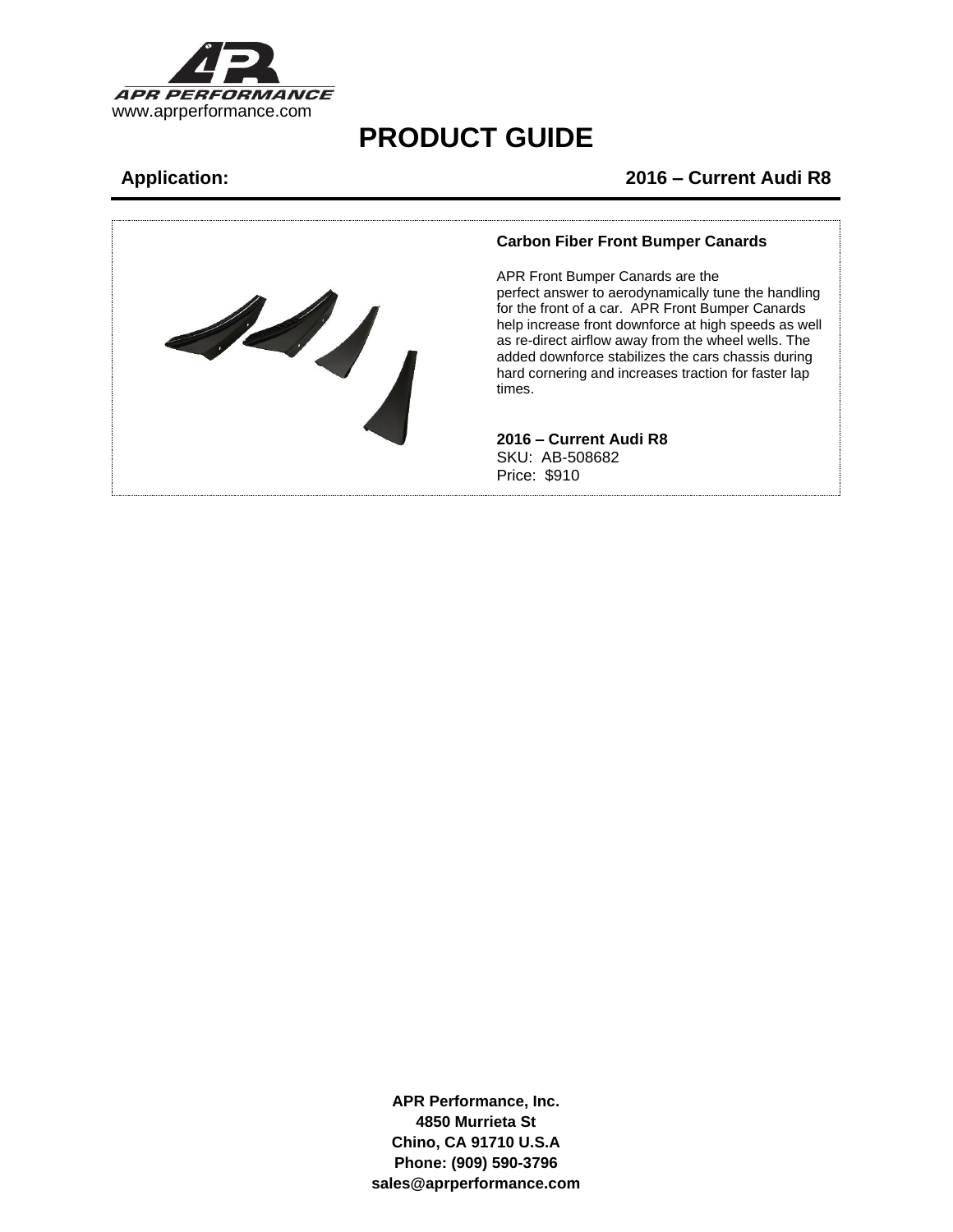APR PERFORMANCE
www.aprperformance.com

# PRODUCT GUIDE

**Application:** **2016 – Current Audi R8**

### Carbon Fiber Front Bumper Canards

APR Front Bumper Canards are the perfect answer to aerodynamically tune the handling for the front of a car. APR Front Bumper Canards help increase front downforce at high speeds as well as re-direct airflow away from the wheel wells. The added downforce stabilizes the cars chassis during hard cornering and increases traction for faster lap times.

**2016 – Current Audi R8**
SKU: AB-508682
Price: $910

**APR Performance, Inc.**
**4850 Murrieta St**
**Chino, CA 91710 U.S.A**
**Phone: (909) 590-3796**
**sales@aprperformance.com**